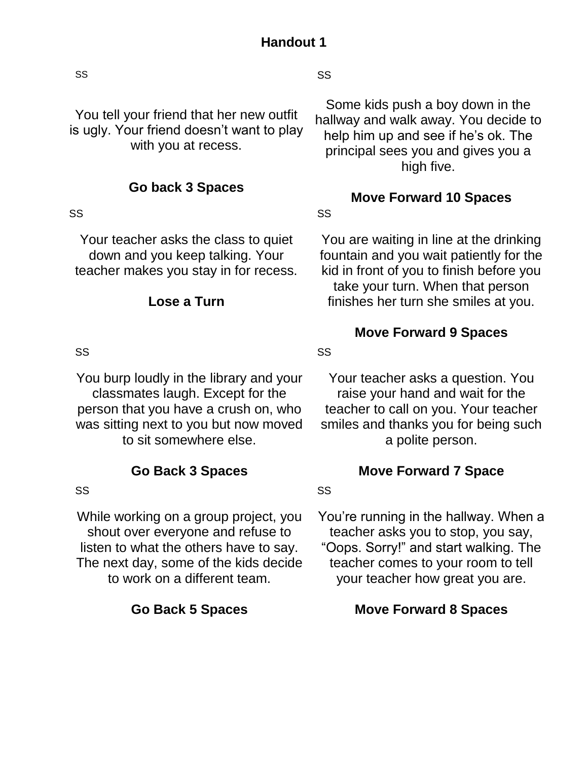# Handout 1

SS

You tell your friend that her new outfit is ugly. Your friend doesn't want to play with you at recess.

**Go back 3 Spaces**

SS

Some kids push a boy down in the hallway and walk away. You decide to help him up and see if he's ok. The principal sees you and gives you a high five.

**Move Forward 10 Spaces**

SS

Your teacher asks the class to quiet down and you keep talking. Your teacher makes you stay in for recess.

**Lose a Turn**

SS

You are waiting in line at the drinking fountain and you wait patiently for the kid in front of you to finish before you take your turn. When that person finishes her turn she smiles at you.

**Move Forward 9 Spaces**

SS

You burp loudly in the library and your classmates laugh. Except for the person that you have a crush on, who was sitting next to you but now moved to sit somewhere else.

**Go Back 3 Spaces**

SS

Your teacher asks a question. You raise your hand and wait for the teacher to call on you. Your teacher smiles and thanks you for being such a polite person.

**Move Forward 7 Space**

SS

While working on a group project, you shout over everyone and refuse to listen to what the others have to say. The next day, some of the kids decide to work on a different team.

**Go Back 5 Spaces**

SS

You're running in the hallway. When a teacher asks you to stop, you say, "Oops. Sorry!" and start walking. The teacher comes to your room to tell your teacher how great you are.

**Move Forward 8 Spaces**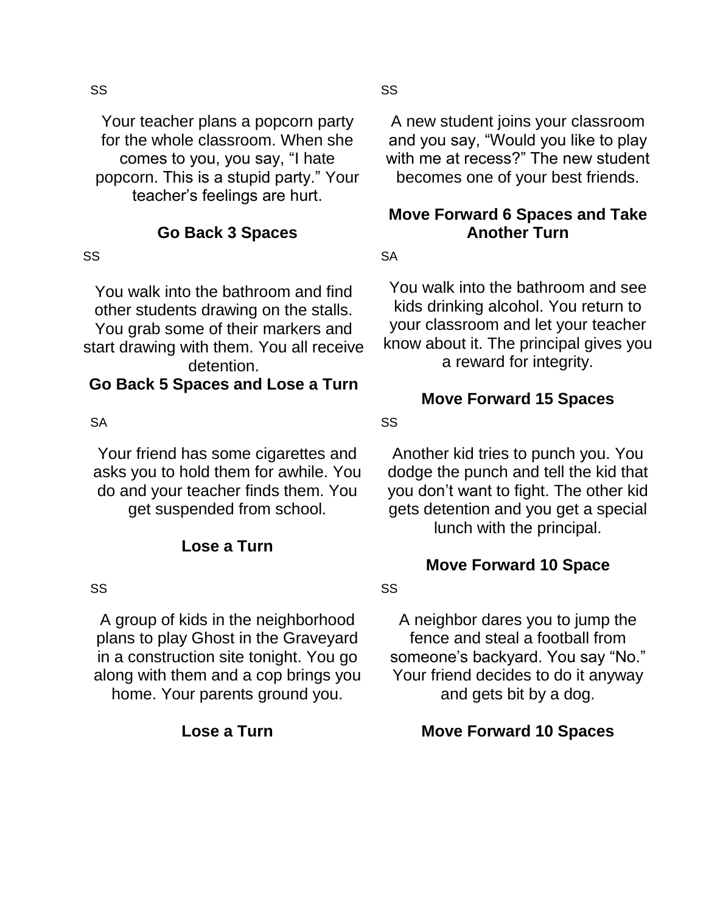SS

Your teacher plans a popcorn party for the whole classroom. When she comes to you, you say, “I hate popcorn. This is a stupid party.” Your teacher’s feelings are hurt.

**Go Back 3 Spaces**

SS

A new student joins your classroom and you say, “Would you like to play with me at recess?” The new student becomes one of your best friends.

**Move Forward 6 Spaces and Take Another Turn**

SS

You walk into the bathroom and find other students drawing on the stalls. You grab some of their markers and start drawing with them. You all receive detention.

**Go Back 5 Spaces and Lose a Turn**

SA

You walk into the bathroom and see kids drinking alcohol. You return to your classroom and let your teacher know about it. The principal gives you a reward for integrity.

**Move Forward 15 Spaces**

SA

Your friend has some cigarettes and asks you to hold them for awhile. You do and your teacher finds them. You get suspended from school.

**Lose a Turn**

SS

Another kid tries to punch you. You dodge the punch and tell the kid that you don’t want to fight. The other kid gets detention and you get a special lunch with the principal.

**Move Forward 10 Space**

SS

A group of kids in the neighborhood plans to play Ghost in the Graveyard in a construction site tonight. You go along with them and a cop brings you home. Your parents ground you.

**Lose a Turn**

SS

A neighbor dares you to jump the fence and steal a football from someone’s backyard. You say “No.” Your friend decides to do it anyway and gets bit by a dog.

**Move Forward 10 Spaces**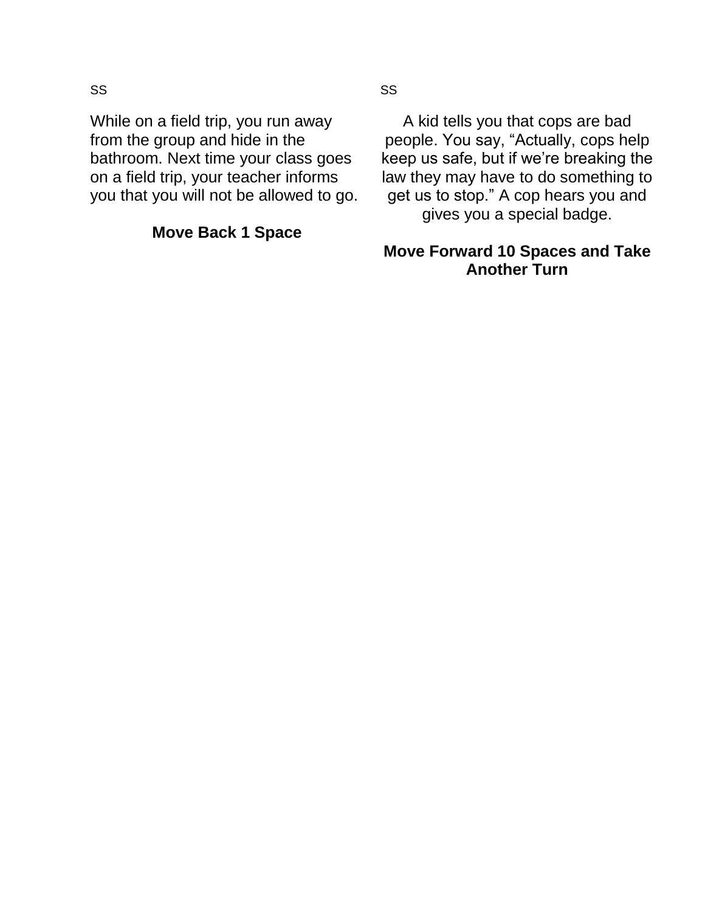ss

While on a field trip, you run away from the group and hide in the bathroom. Next time your class goes on a field trip, your teacher informs you that you will not be allowed to go.

**Move Back 1 Space**

ss

A kid tells you that cops are bad people. You say, “Actually, cops help keep us safe, but if we’re breaking the law they may have to do something to get us to stop.” A cop hears you and gives you a special badge.

**Move Forward 10 Spaces and Take Another Turn**